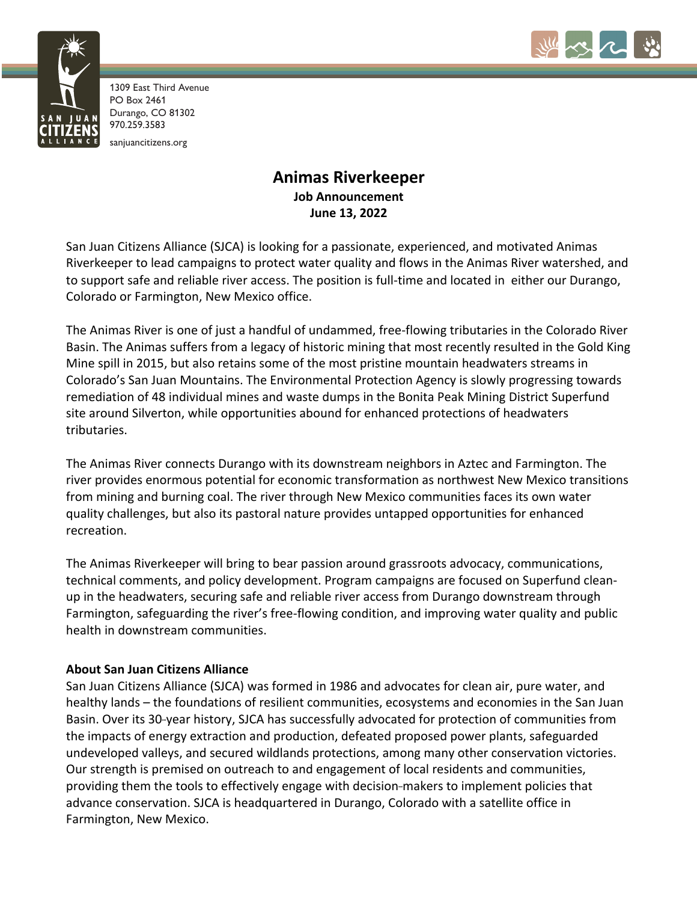1309 East Third Avenue
PO Box 2461
Durango, CO 81302
970.259.3583
sanjuancitizens.org

# Animas Riverkeeper

**Job Announcement**
**June 13, 2022**

San Juan Citizens Alliance (SJCA) is looking for a passionate, experienced, and motivated Animas Riverkeeper to lead campaigns to protect water quality and flows in the Animas River watershed, and to support safe and reliable river access. The position is full-time and located in either our Durango, Colorado or Farmington, New Mexico office.

The Animas River is one of just a handful of undammed, free-flowing tributaries in the Colorado River Basin. The Animas suffers from a legacy of historic mining that most recently resulted in the Gold King Mine spill in 2015, but also retains some of the most pristine mountain headwaters streams in Colorado's San Juan Mountains. The Environmental Protection Agency is slowly progressing towards remediation of 48 individual mines and waste dumps in the Bonita Peak Mining District Superfund site around Silverton, while opportunities abound for enhanced protections of headwaters tributaries.

The Animas River connects Durango with its downstream neighbors in Aztec and Farmington. The river provides enormous potential for economic transformation as northwest New Mexico transitions from mining and burning coal. The river through New Mexico communities faces its own water quality challenges, but also its pastoral nature provides untapped opportunities for enhanced recreation.

The Animas Riverkeeper will bring to bear passion around grassroots advocacy, communications, technical comments, and policy development. Program campaigns are focused on Superfund clean-up in the headwaters, securing safe and reliable river access from Durango downstream through Farmington, safeguarding the river's free-flowing condition, and improving water quality and public health in downstream communities.

**About San Juan Citizens Alliance**

San Juan Citizens Alliance (SJCA) was formed in 1986 and advocates for clean air, pure water, and healthy lands – the foundations of resilient communities, ecosystems and economies in the San Juan Basin. Over its 30-year history, SJCA has successfully advocated for protection of communities from the impacts of energy extraction and production, defeated proposed power plants, safeguarded undeveloped valleys, and secured wildlands protections, among many other conservation victories. Our strength is premised on outreach to and engagement of local residents and communities, providing them the tools to effectively engage with decision-makers to implement policies that advance conservation. SJCA is headquartered in Durango, Colorado with a satellite office in Farmington, New Mexico.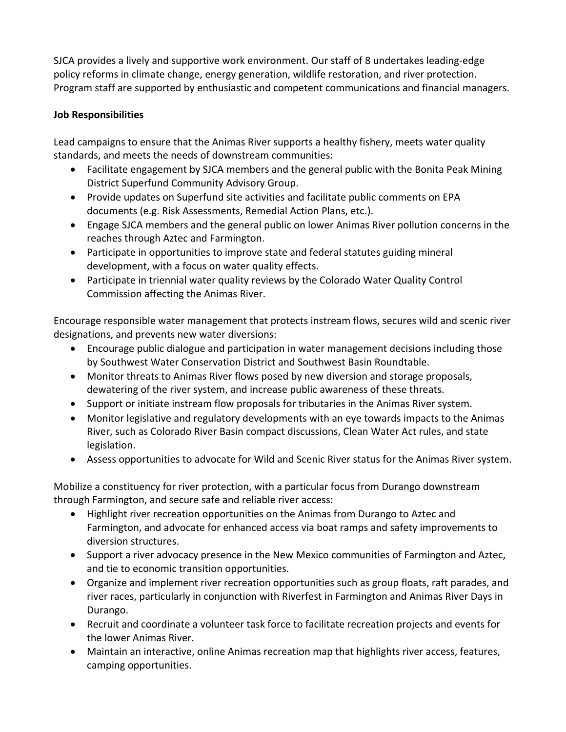SJCA provides a lively and supportive work environment. Our staff of 8 undertakes leading-edge policy reforms in climate change, energy generation, wildlife restoration, and river protection. Program staff are supported by enthusiastic and competent communications and financial managers.

**Job Responsibilities**

Lead campaigns to ensure that the Animas River supports a healthy fishery, meets water quality standards, and meets the needs of downstream communities:

- Facilitate engagement by SJCA members and the general public with the Bonita Peak Mining District Superfund Community Advisory Group.
- Provide updates on Superfund site activities and facilitate public comments on EPA documents (e.g. Risk Assessments, Remedial Action Plans, etc.).
- Engage SJCA members and the general public on lower Animas River pollution concerns in the reaches through Aztec and Farmington.
- Participate in opportunities to improve state and federal statutes guiding mineral development, with a focus on water quality effects.
- Participate in triennial water quality reviews by the Colorado Water Quality Control Commission affecting the Animas River.

Encourage responsible water management that protects instream flows, secures wild and scenic river designations, and prevents new water diversions:

- Encourage public dialogue and participation in water management decisions including those by Southwest Water Conservation District and Southwest Basin Roundtable.
- Monitor threats to Animas River flows posed by new diversion and storage proposals, dewatering of the river system, and increase public awareness of these threats.
- Support or initiate instream flow proposals for tributaries in the Animas River system.
- Monitor legislative and regulatory developments with an eye towards impacts to the Animas River, such as Colorado River Basin compact discussions, Clean Water Act rules, and state legislation.
- Assess opportunities to advocate for Wild and Scenic River status for the Animas River system.

Mobilize a constituency for river protection, with a particular focus from Durango downstream through Farmington, and secure safe and reliable river access:

- Highlight river recreation opportunities on the Animas from Durango to Aztec and Farmington, and advocate for enhanced access via boat ramps and safety improvements to diversion structures.
- Support a river advocacy presence in the New Mexico communities of Farmington and Aztec, and tie to economic transition opportunities.
- Organize and implement river recreation opportunities such as group floats, raft parades, and river races, particularly in conjunction with Riverfest in Farmington and Animas River Days in Durango.
- Recruit and coordinate a volunteer task force to facilitate recreation projects and events for the lower Animas River.
- Maintain an interactive, online Animas recreation map that highlights river access, features, camping opportunities.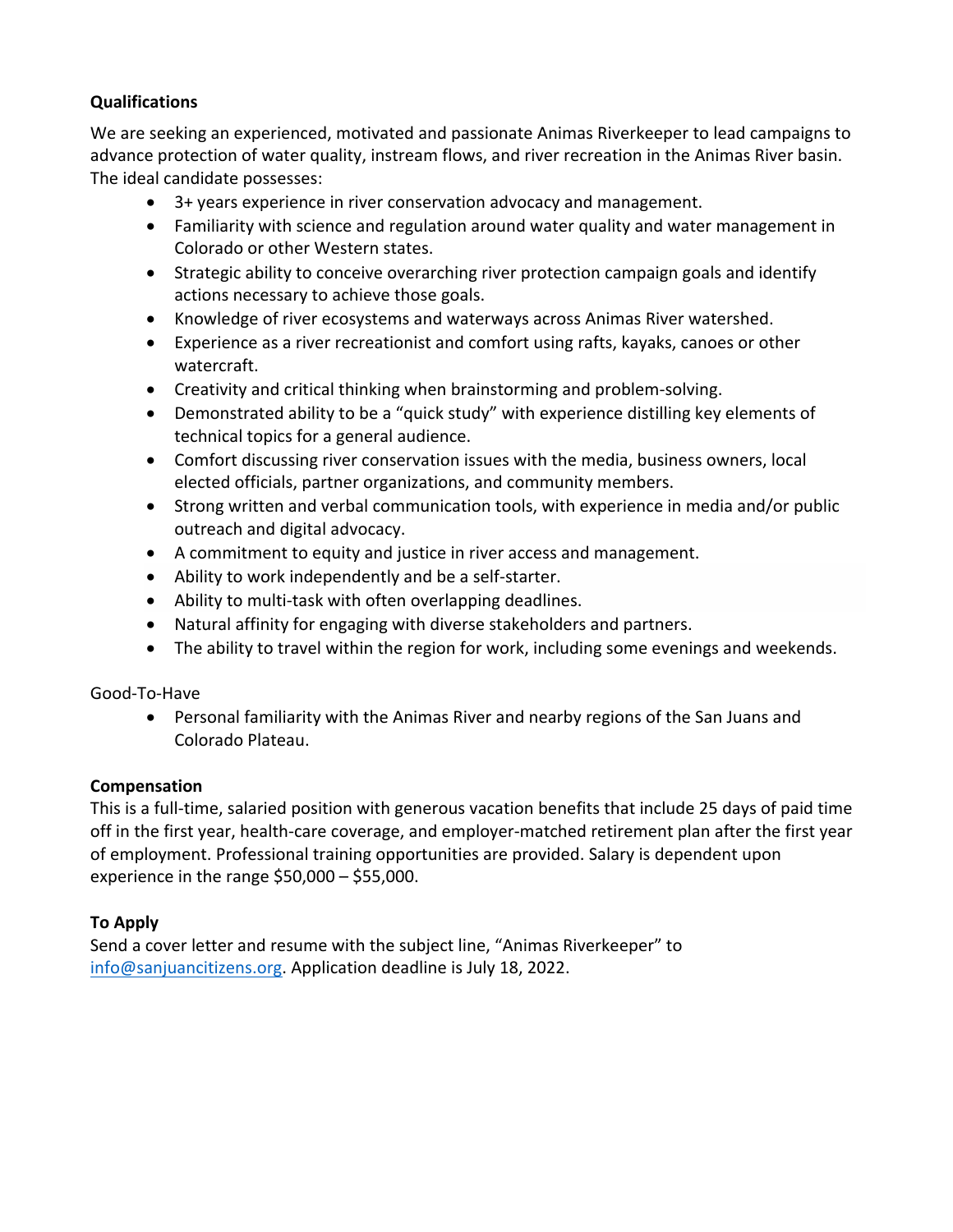**Qualifications**

We are seeking an experienced, motivated and passionate Animas Riverkeeper to lead campaigns to advance protection of water quality, instream flows, and river recreation in the Animas River basin. The ideal candidate possesses:

- 3+ years experience in river conservation advocacy and management.
- Familiarity with science and regulation around water quality and water management in Colorado or other Western states.
- Strategic ability to conceive overarching river protection campaign goals and identify actions necessary to achieve those goals.
- Knowledge of river ecosystems and waterways across Animas River watershed.
- Experience as a river recreationist and comfort using rafts, kayaks, canoes or other watercraft.
- Creativity and critical thinking when brainstorming and problem-solving.
- Demonstrated ability to be a "quick study" with experience distilling key elements of technical topics for a general audience.
- Comfort discussing river conservation issues with the media, business owners, local elected officials, partner organizations, and community members.
- Strong written and verbal communication tools, with experience in media and/or public outreach and digital advocacy.
- A commitment to equity and justice in river access and management.
- Ability to work independently and be a self-starter.
- Ability to multi-task with often overlapping deadlines.
- Natural affinity for engaging with diverse stakeholders and partners.
- The ability to travel within the region for work, including some evenings and weekends.

Good-To-Have

- Personal familiarity with the Animas River and nearby regions of the San Juans and Colorado Plateau.

**Compensation**

This is a full-time, salaried position with generous vacation benefits that include 25 days of paid time off in the first year, health-care coverage, and employer-matched retirement plan after the first year of employment. Professional training opportunities are provided. Salary is dependent upon experience in the range $50,000 – $55,000.

**To Apply**

Send a cover letter and resume with the subject line, "Animas Riverkeeper" to info@sanjuancitizens.org. Application deadline is July 18, 2022.